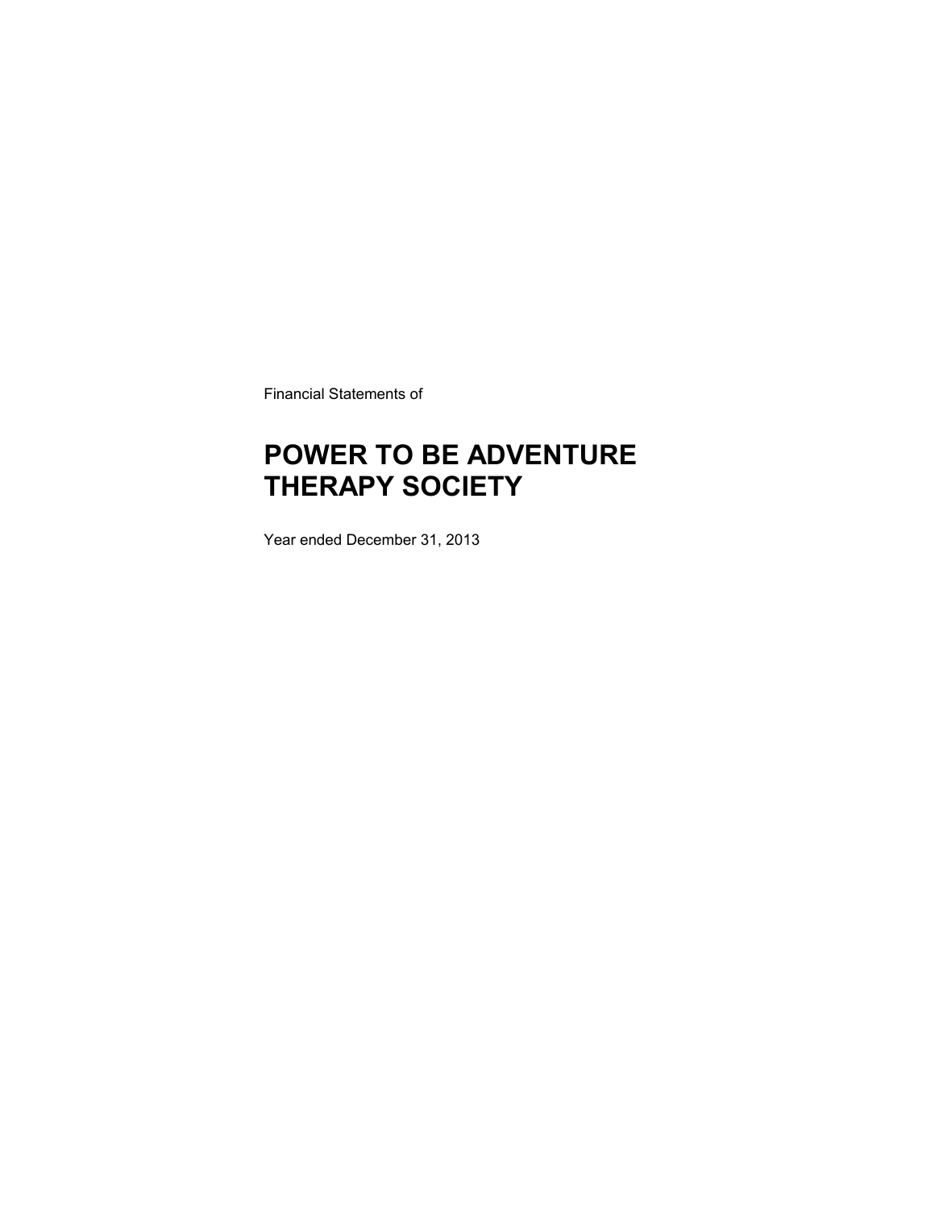Financial Statements of

# POWER TO BE ADVENTURE THERAPY SOCIETY

Year ended December 31, 2013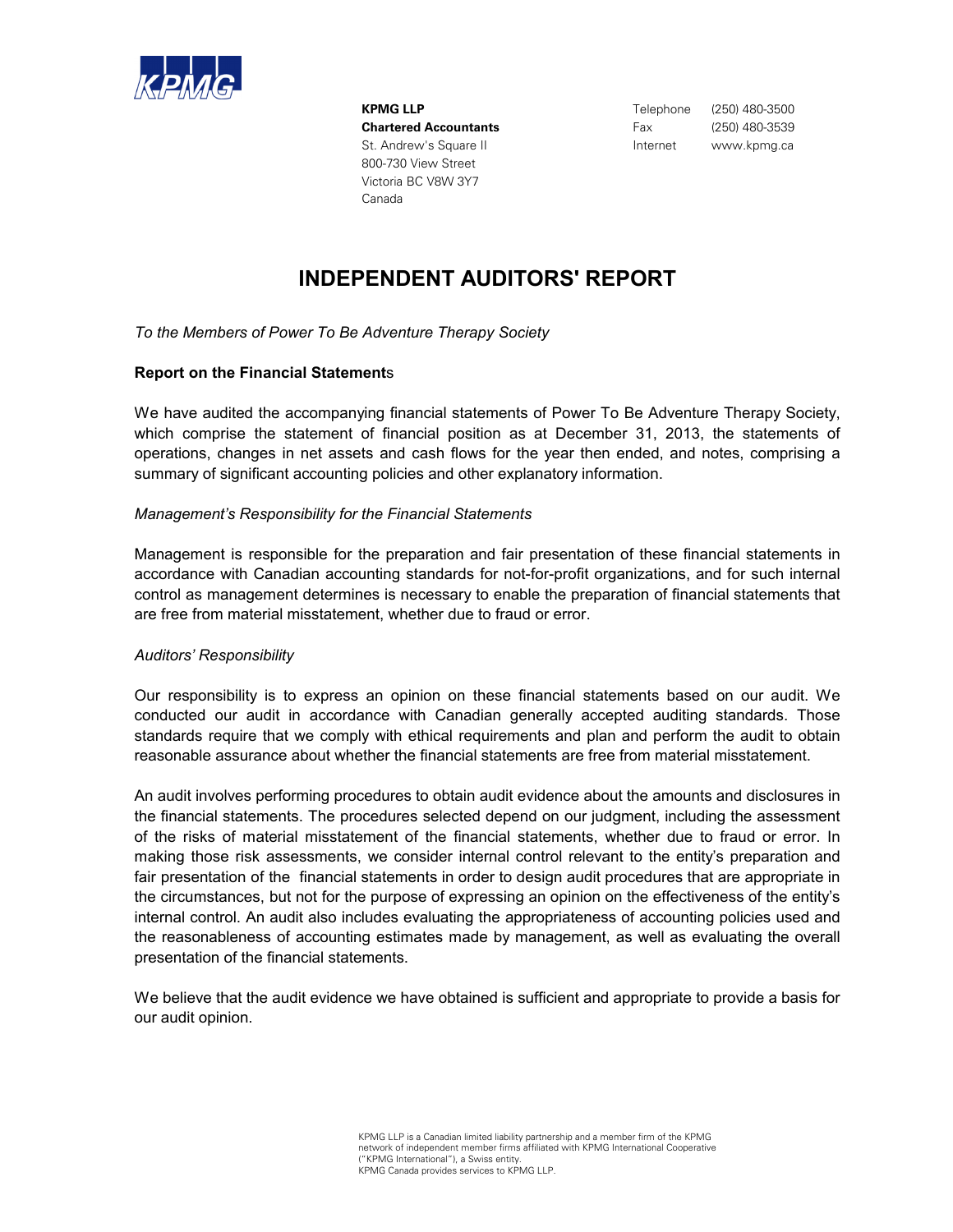**KPMG LLP**
**Chartered Accountants**
St. Andrew's Square II
800-730 View Street
Victoria BC V8W 3Y7
Canada

Telephone (250) 480-3500
Fax (250) 480-3539
Internet www.kpmg.ca

# INDEPENDENT AUDITORS' REPORT

*To the Members of Power To Be Adventure Therapy Society*

**Report on the Financial Statements**

We have audited the accompanying financial statements of Power To Be Adventure Therapy Society, which comprise the statement of financial position as at December 31, 2013, the statements of operations, changes in net assets and cash flows for the year then ended, and notes, comprising a summary of significant accounting policies and other explanatory information.

*Management's Responsibility for the Financial Statements*

Management is responsible for the preparation and fair presentation of these financial statements in accordance with Canadian accounting standards for not-for-profit organizations, and for such internal control as management determines is necessary to enable the preparation of financial statements that are free from material misstatement, whether due to fraud or error.

*Auditors' Responsibility*

Our responsibility is to express an opinion on these financial statements based on our audit. We conducted our audit in accordance with Canadian generally accepted auditing standards. Those standards require that we comply with ethical requirements and plan and perform the audit to obtain reasonable assurance about whether the financial statements are free from material misstatement.

An audit involves performing procedures to obtain audit evidence about the amounts and disclosures in the financial statements. The procedures selected depend on our judgment, including the assessment of the risks of material misstatement of the financial statements, whether due to fraud or error. In making those risk assessments, we consider internal control relevant to the entity's preparation and fair presentation of the financial statements in order to design audit procedures that are appropriate in the circumstances, but not for the purpose of expressing an opinion on the effectiveness of the entity's internal control. An audit also includes evaluating the appropriateness of accounting policies used and the reasonableness of accounting estimates made by management, as well as evaluating the overall presentation of the financial statements.

We believe that the audit evidence we have obtained is sufficient and appropriate to provide a basis for our audit opinion.

KPMG LLP is a Canadian limited liability partnership and a member firm of the KPMG network of independent member firms affiliated with KPMG International Cooperative ("KPMG International"), a Swiss entity.
KPMG Canada provides services to KPMG LLP.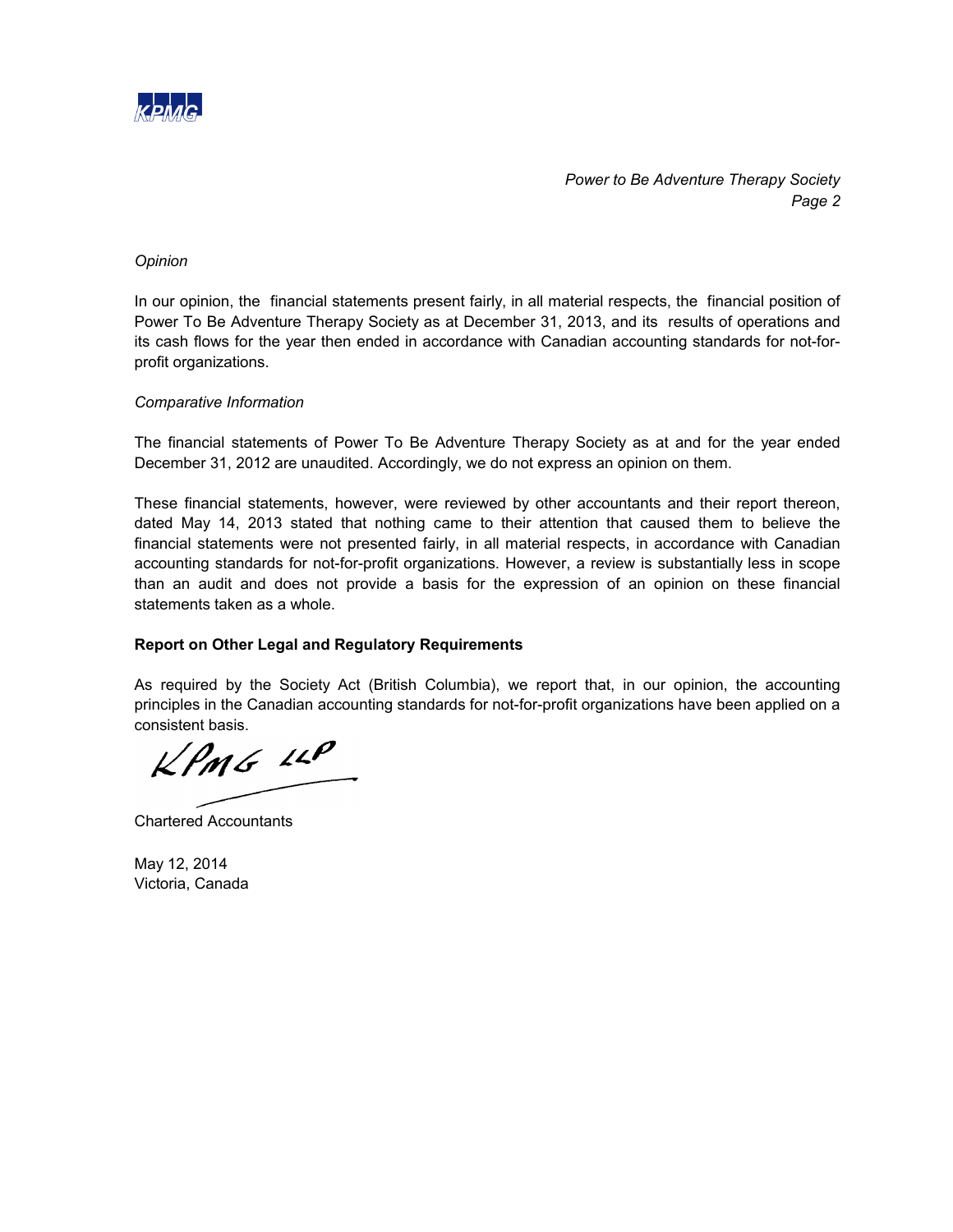*Opinion*

In our opinion, the financial statements present fairly, in all material respects, the financial position of Power To Be Adventure Therapy Society as at December 31, 2013, and its results of operations and its cash flows for the year then ended in accordance with Canadian accounting standards for not-for-profit organizations.

*Comparative Information*

The financial statements of Power To Be Adventure Therapy Society as at and for the year ended December 31, 2012 are unaudited. Accordingly, we do not express an opinion on them.

These financial statements, however, were reviewed by other accountants and their report thereon, dated May 14, 2013 stated that nothing came to their attention that caused them to believe the financial statements were not presented fairly, in all material respects, in accordance with Canadian accounting standards for not-for-profit organizations. However, a review is substantially less in scope than an audit and does not provide a basis for the expression of an opinion on these financial statements taken as a whole.

**Report on Other Legal and Regulatory Requirements**

As required by the Society Act (British Columbia), we report that, in our opinion, the accounting principles in the Canadian accounting standards for not-for-profit organizations have been applied on a consistent basis.

KPMG LLP

Chartered Accountants

May 12, 2014
Victoria, Canada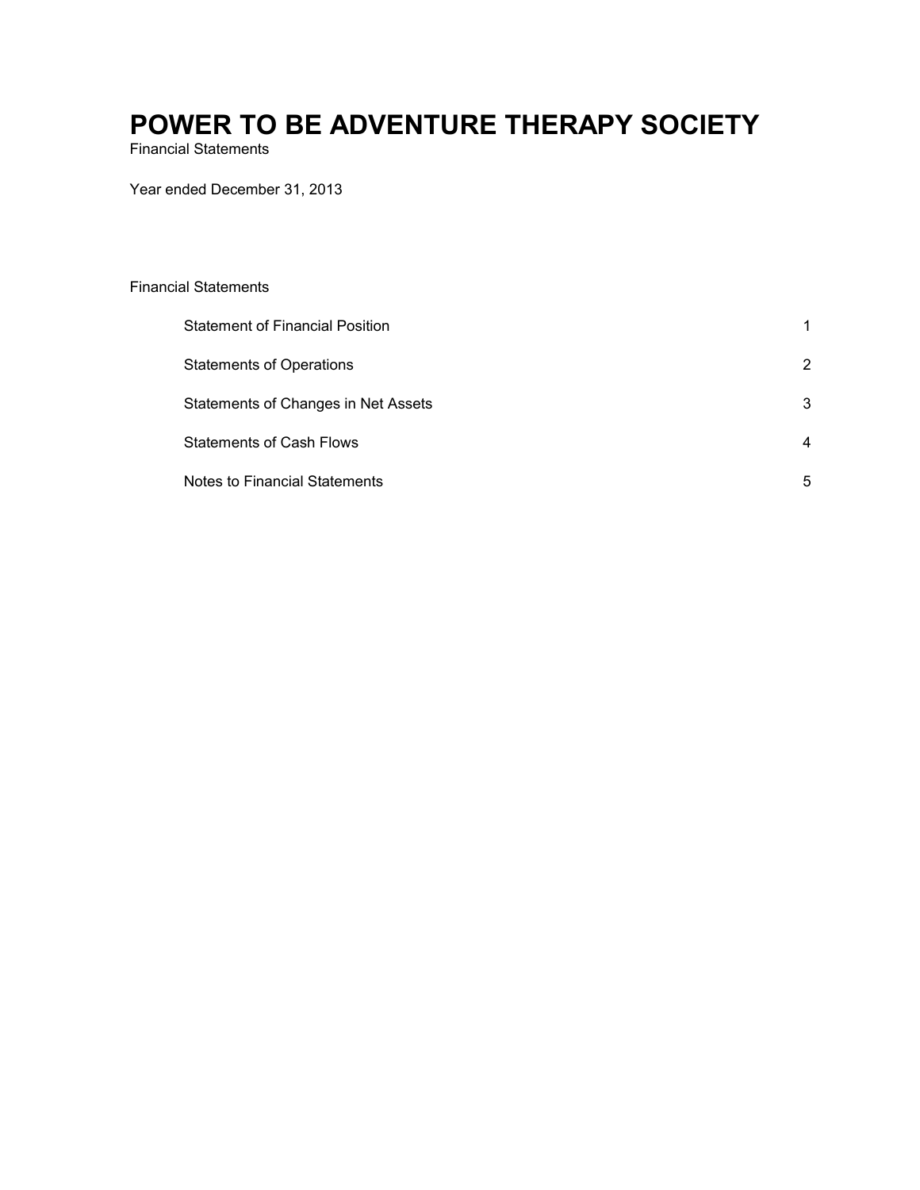# POWER TO BE ADVENTURE THERAPY SOCIETY

Financial Statements

Year ended December 31, 2013

Financial Statements

| | |
|---|---|
| Statement of Financial Position | 1 |
| Statements of Operations | 2 |
| Statements of Changes in Net Assets | 3 |
| Statements of Cash Flows | 4 |
| Notes to Financial Statements | 5 |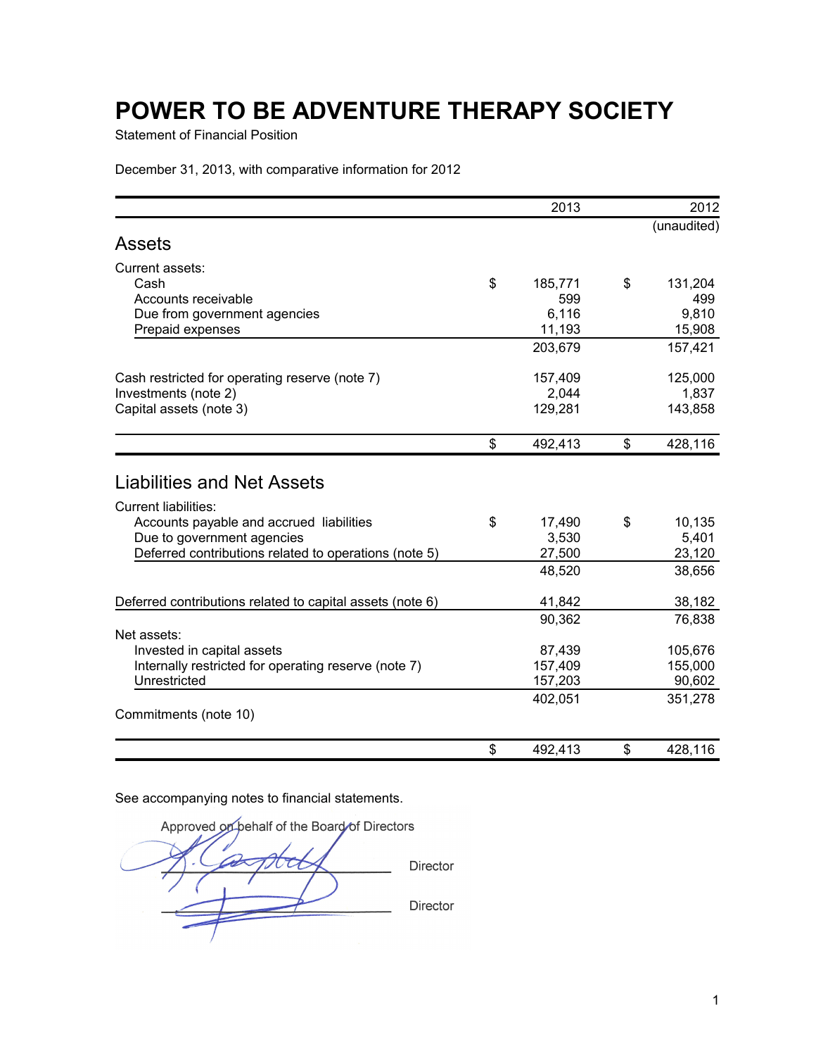# POWER TO BE ADVENTURE THERAPY SOCIETY

Statement of Financial Position

December 31, 2013, with comparative information for 2012

| | 2013 | 2012 |
|---|---|---|
| | | (unaudited) |
| **Assets** | | |
| Current assets: | | |
| Cash | $ 185,771 | $ 131,204 |
| Accounts receivable | 599 | 499 |
| Due from government agencies | 6,116 | 9,810 |
| Prepaid expenses | 11,193 | 15,908 |
| | 203,679 | 157,421 |
| Cash restricted for operating reserve (note 7) | 157,409 | 125,000 |
| Investments (note 2) | 2,044 | 1,837 |
| Capital assets (note 3) | 129,281 | 143,858 |
| | $ 492,413 | $ 428,116 |
| **Liabilities and Net Assets** | | |
| Current liabilities: | | |
| Accounts payable and accrued liabilities | $ 17,490 | $ 10,135 |
| Due to government agencies | 3,530 | 5,401 |
| Deferred contributions related to operations (note 5) | 27,500 | 23,120 |
| | 48,520 | 38,656 |
| Deferred contributions related to capital assets (note 6) | 41,842 | 38,182 |
| | 90,362 | 76,838 |
| Net assets: | | |
| Invested in capital assets | 87,439 | 105,676 |
| Internally restricted for operating reserve (note 7) | 157,409 | 155,000 |
| Unrestricted | 157,203 | 90,602 |
| | 402,051 | 351,278 |
| Commitments (note 10) | | |
| | $ 492,413 | $ 428,116 |

See accompanying notes to financial statements.

Approved on behalf of the Board of Directors

_________________ Director

_________________ Director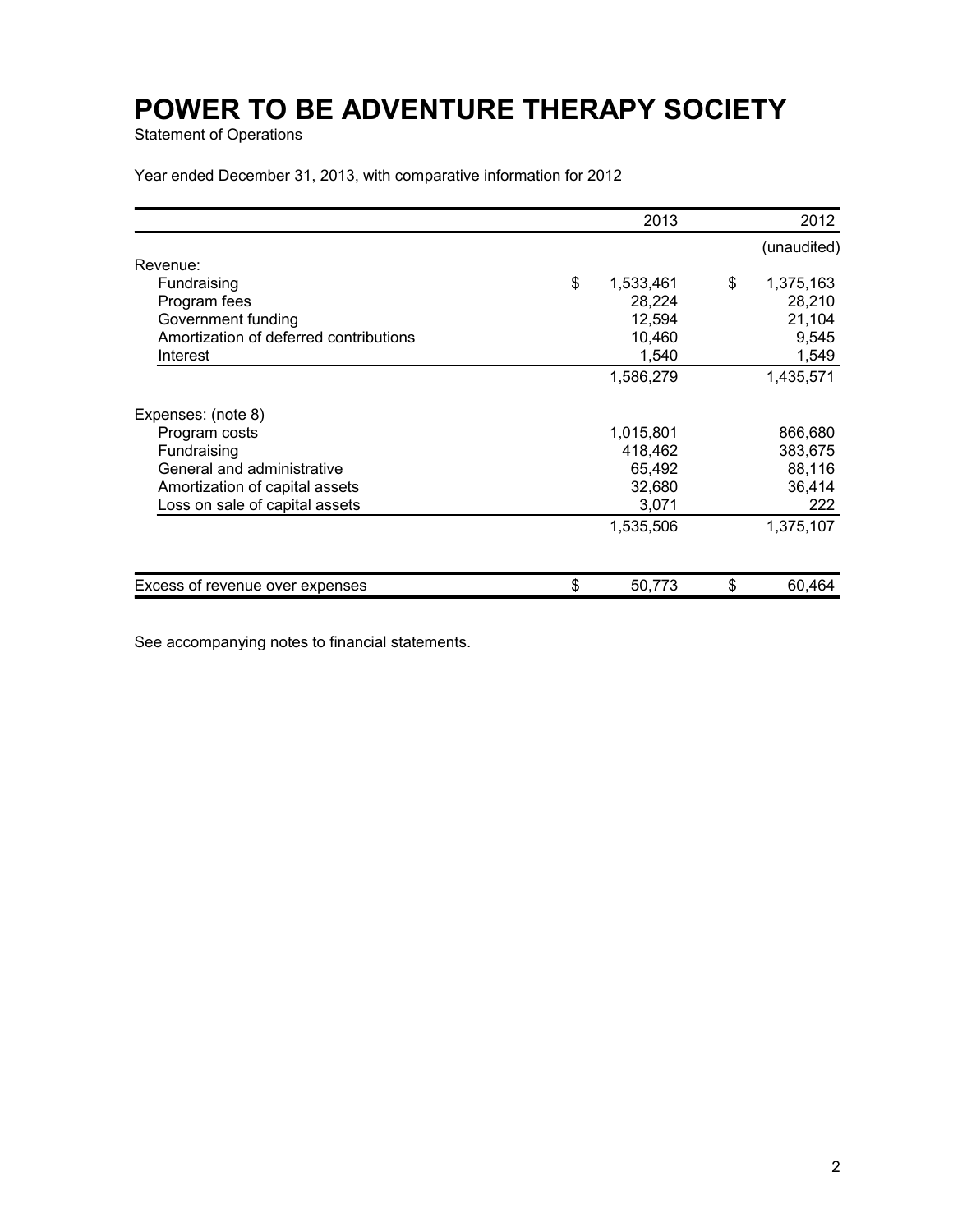# POWER TO BE ADVENTURE THERAPY SOCIETY

Statement of Operations

Year ended December 31, 2013, with comparative information for 2012

| | 2013 | 2012 |
|---|---|---|
| | | (unaudited) |
| Revenue: | | |
| Fundraising | $ 1,533,461 | $ 1,375,163 |
| Program fees | 28,224 | 28,210 |
| Government funding | 12,594 | 21,104 |
| Amortization of deferred contributions | 10,460 | 9,545 |
| Interest | 1,540 | 1,549 |
| | 1,586,279 | 1,435,571 |
| Expenses: (note 8) | | |
| Program costs | 1,015,801 | 866,680 |
| Fundraising | 418,462 | 383,675 |
| General and administrative | 65,492 | 88,116 |
| Amortization of capital assets | 32,680 | 36,414 |
| Loss on sale of capital assets | 3,071 | 222 |
| | 1,535,506 | 1,375,107 |
| Excess of revenue over expenses | $ 50,773 | $ 60,464 |

See accompanying notes to financial statements.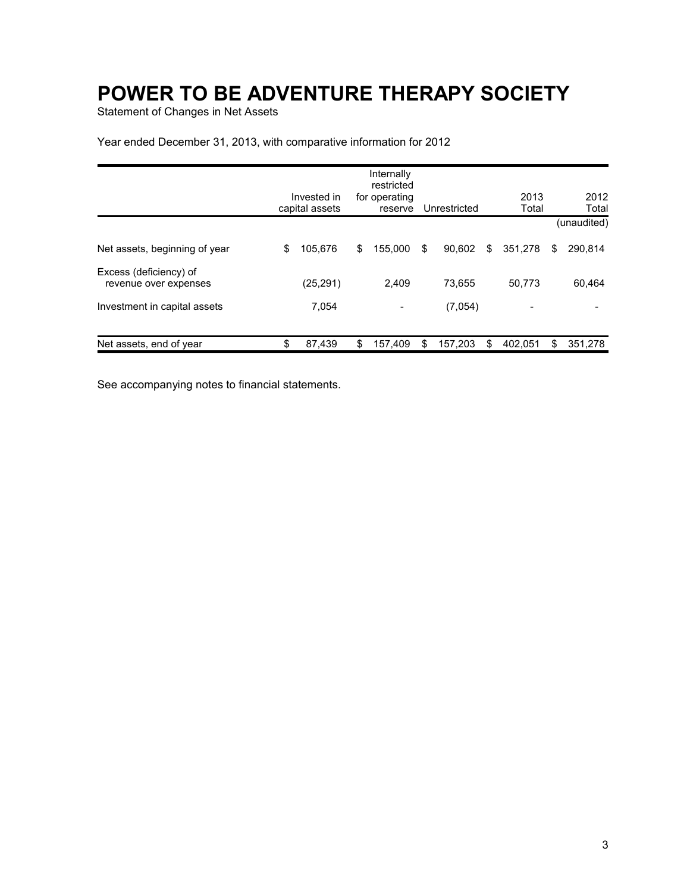# POWER TO BE ADVENTURE THERAPY SOCIETY

Statement of Changes in Net Assets

Year ended December 31, 2013, with comparative information for 2012

| | Invested in capital assets | Internally restricted for operating reserve | Unrestricted | 2013 Total | 2012 Total |
|---|---|---|---|---|---|
| | | | | | (unaudited) |
| Net assets, beginning of year | $ 105,676 | $ 155,000 | $ 90,602 | $ 351,278 | $ 290,814 |
| Excess (deficiency) of revenue over expenses | (25,291) | 2,409 | 73,655 | 50,773 | 60,464 |
| Investment in capital assets | 7,054 | - | (7,054) | - | - |
| Net assets, end of year | $ 87,439 | $ 157,409 | $ 157,203 | $ 402,051 | $ 351,278 |

See accompanying notes to financial statements.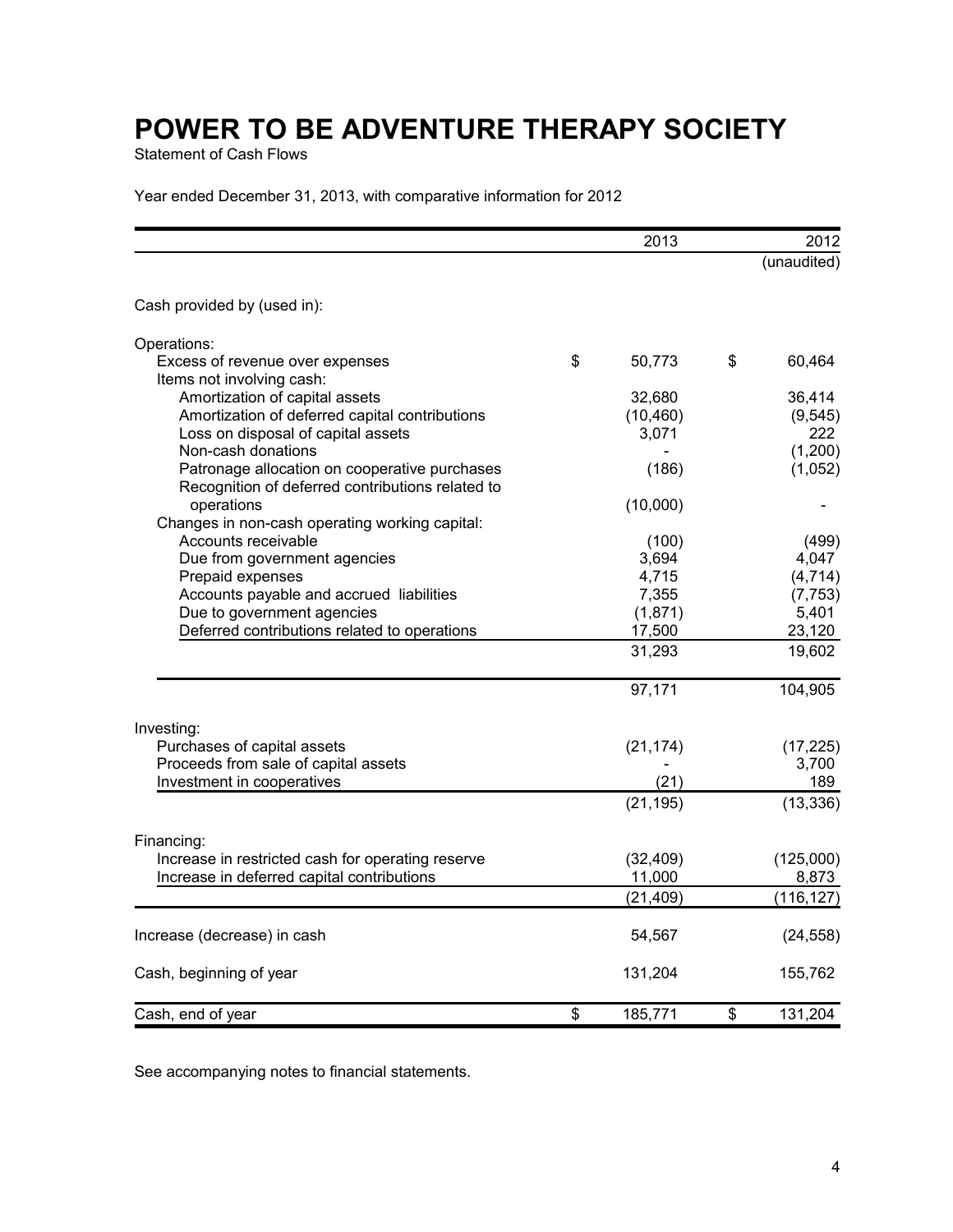# POWER TO BE ADVENTURE THERAPY SOCIETY

Statement of Cash Flows

Year ended December 31, 2013, with comparative information for 2012

| | 2013 | 2012 |
|---|---|---|
| | | (unaudited) |
| Cash provided by (used in): | | |
| Operations: | | |
| Excess of revenue over expenses | $ 50,773 | $ 60,464 |
| Items not involving cash: | | |
| Amortization of capital assets | 32,680 | 36,414 |
| Amortization of deferred capital contributions | (10,460) | (9,545) |
| Loss on disposal of capital assets | 3,071 | 222 |
| Non-cash donations | - | (1,200) |
| Patronage allocation on cooperative purchases | (186) | (1,052) |
| Recognition of deferred contributions related to operations | (10,000) | - |
| Changes in non-cash operating working capital: | | |
| Accounts receivable | (100) | (499) |
| Due from government agencies | 3,694 | 4,047 |
| Prepaid expenses | 4,715 | (4,714) |
| Accounts payable and accrued liabilities | 7,355 | (7,753) |
| Due to government agencies | (1,871) | 5,401 |
| Deferred contributions related to operations | 17,500 | 23,120 |
| | 31,293 | 19,602 |
| | 97,171 | 104,905 |
| Investing: | | |
| Purchases of capital assets | (21,174) | (17,225) |
| Proceeds from sale of capital assets | - | 3,700 |
| Investment in cooperatives | (21) | 189 |
| | (21,195) | (13,336) |
| Financing: | | |
| Increase in restricted cash for operating reserve | (32,409) | (125,000) |
| Increase in deferred capital contributions | 11,000 | 8,873 |
| | (21,409) | (116,127) |
| Increase (decrease) in cash | 54,567 | (24,558) |
| Cash, beginning of year | 131,204 | 155,762 |
| Cash, end of year | $ 185,771 | $ 131,204 |

See accompanying notes to financial statements.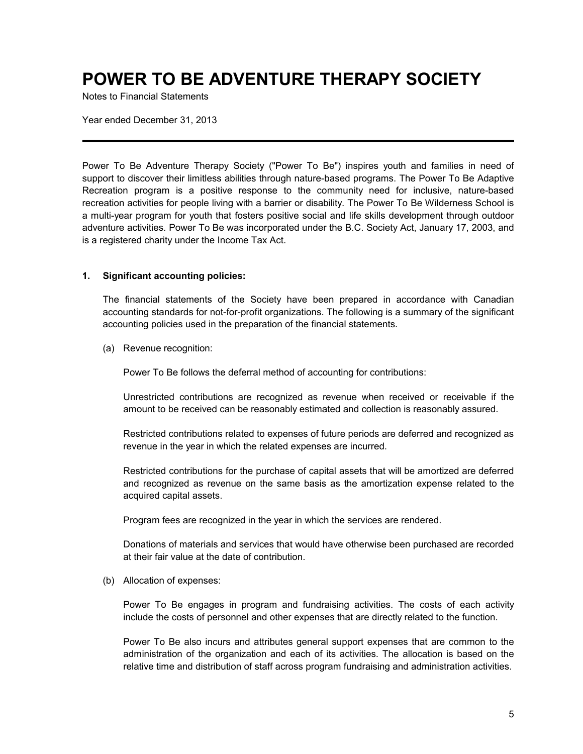# POWER TO BE ADVENTURE THERAPY SOCIETY

Notes to Financial Statements

Year ended December 31, 2013

Power To Be Adventure Therapy Society ("Power To Be") inspires youth and families in need of support to discover their limitless abilities through nature-based programs. The Power To Be Adaptive Recreation program is a positive response to the community need for inclusive, nature-based recreation activities for people living with a barrier or disability. The Power To Be Wilderness School is a multi-year program for youth that fosters positive social and life skills development through outdoor adventure activities. Power To Be was incorporated under the B.C. Society Act, January 17, 2003, and is a registered charity under the Income Tax Act.

**1. Significant accounting policies:**

The financial statements of the Society have been prepared in accordance with Canadian accounting standards for not-for-profit organizations. The following is a summary of the significant accounting policies used in the preparation of the financial statements.

(a) Revenue recognition:

Power To Be follows the deferral method of accounting for contributions:

Unrestricted contributions are recognized as revenue when received or receivable if the amount to be received can be reasonably estimated and collection is reasonably assured.

Restricted contributions related to expenses of future periods are deferred and recognized as revenue in the year in which the related expenses are incurred.

Restricted contributions for the purchase of capital assets that will be amortized are deferred and recognized as revenue on the same basis as the amortization expense related to the acquired capital assets.

Program fees are recognized in the year in which the services are rendered.

Donations of materials and services that would have otherwise been purchased are recorded at their fair value at the date of contribution.

(b) Allocation of expenses:

Power To Be engages in program and fundraising activities. The costs of each activity include the costs of personnel and other expenses that are directly related to the function.

Power To Be also incurs and attributes general support expenses that are common to the administration of the organization and each of its activities. The allocation is based on the relative time and distribution of staff across program fundraising and administration activities.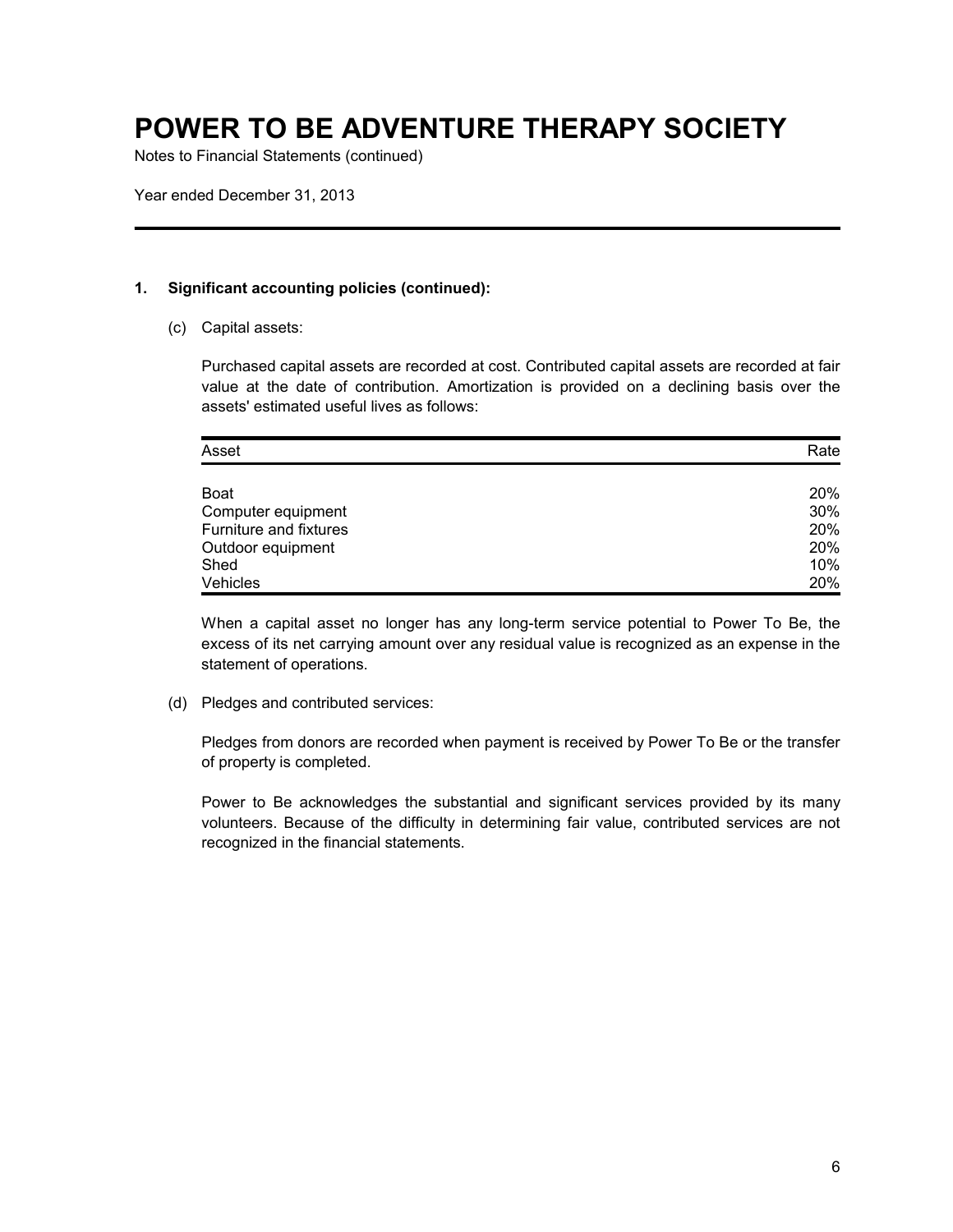# POWER TO BE ADVENTURE THERAPY SOCIETY

Notes to Financial Statements (continued)

Year ended December 31, 2013

---

**1. Significant accounting policies (continued):**

(c) Capital assets:

Purchased capital assets are recorded at cost. Contributed capital assets are recorded at fair value at the date of contribution. Amortization is provided on a declining basis over the assets' estimated useful lives as follows:

| Asset | Rate |
|---|---|
| Boat | 20% |
| Computer equipment | 30% |
| Furniture and fixtures | 20% |
| Outdoor equipment | 20% |
| Shed | 10% |
| Vehicles | 20% |

When a capital asset no longer has any long-term service potential to Power To Be, the excess of its net carrying amount over any residual value is recognized as an expense in the statement of operations.

(d) Pledges and contributed services:

Pledges from donors are recorded when payment is received by Power To Be or the transfer of property is completed.

Power to Be acknowledges the substantial and significant services provided by its many volunteers. Because of the difficulty in determining fair value, contributed services are not recognized in the financial statements.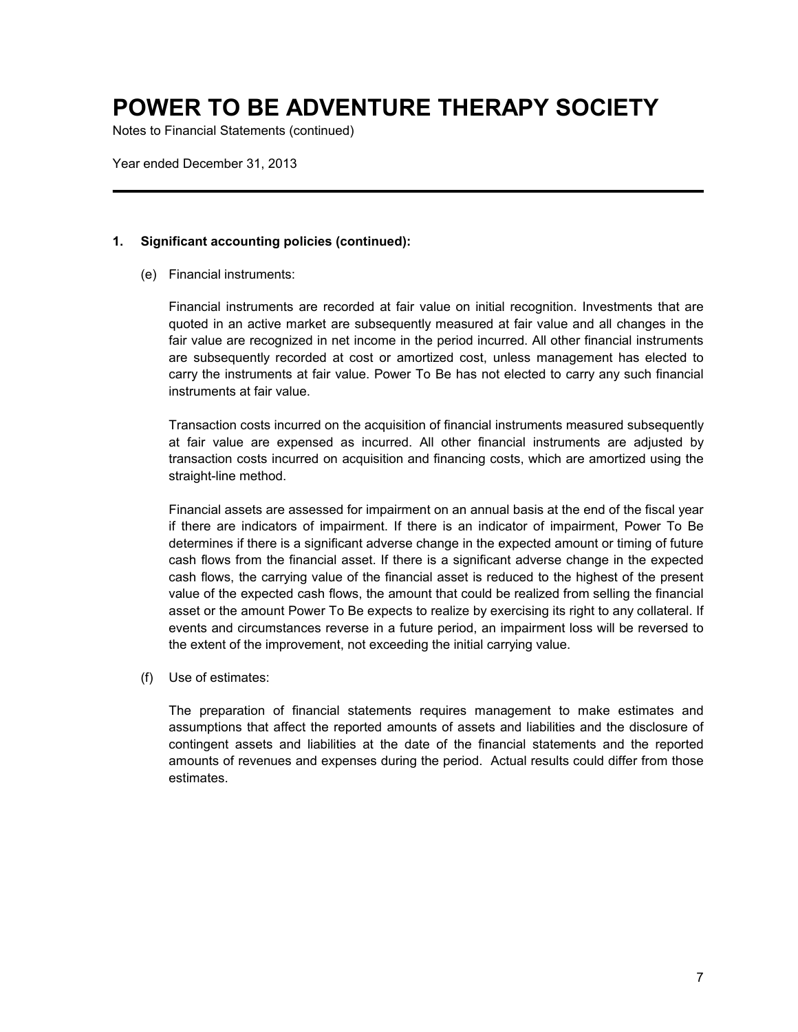# POWER TO BE ADVENTURE THERAPY SOCIETY

Notes to Financial Statements (continued)

Year ended December 31, 2013

---

**1. Significant accounting policies (continued):**

(e) Financial instruments:

Financial instruments are recorded at fair value on initial recognition. Investments that are quoted in an active market are subsequently measured at fair value and all changes in the fair value are recognized in net income in the period incurred. All other financial instruments are subsequently recorded at cost or amortized cost, unless management has elected to carry the instruments at fair value. Power To Be has not elected to carry any such financial instruments at fair value.

Transaction costs incurred on the acquisition of financial instruments measured subsequently at fair value are expensed as incurred. All other financial instruments are adjusted by transaction costs incurred on acquisition and financing costs, which are amortized using the straight-line method.

Financial assets are assessed for impairment on an annual basis at the end of the fiscal year if there are indicators of impairment. If there is an indicator of impairment, Power To Be determines if there is a significant adverse change in the expected amount or timing of future cash flows from the financial asset. If there is a significant adverse change in the expected cash flows, the carrying value of the financial asset is reduced to the highest of the present value of the expected cash flows, the amount that could be realized from selling the financial asset or the amount Power To Be expects to realize by exercising its right to any collateral. If events and circumstances reverse in a future period, an impairment loss will be reversed to the extent of the improvement, not exceeding the initial carrying value.

(f) Use of estimates:

The preparation of financial statements requires management to make estimates and assumptions that affect the reported amounts of assets and liabilities and the disclosure of contingent assets and liabilities at the date of the financial statements and the reported amounts of revenues and expenses during the period. Actual results could differ from those estimates.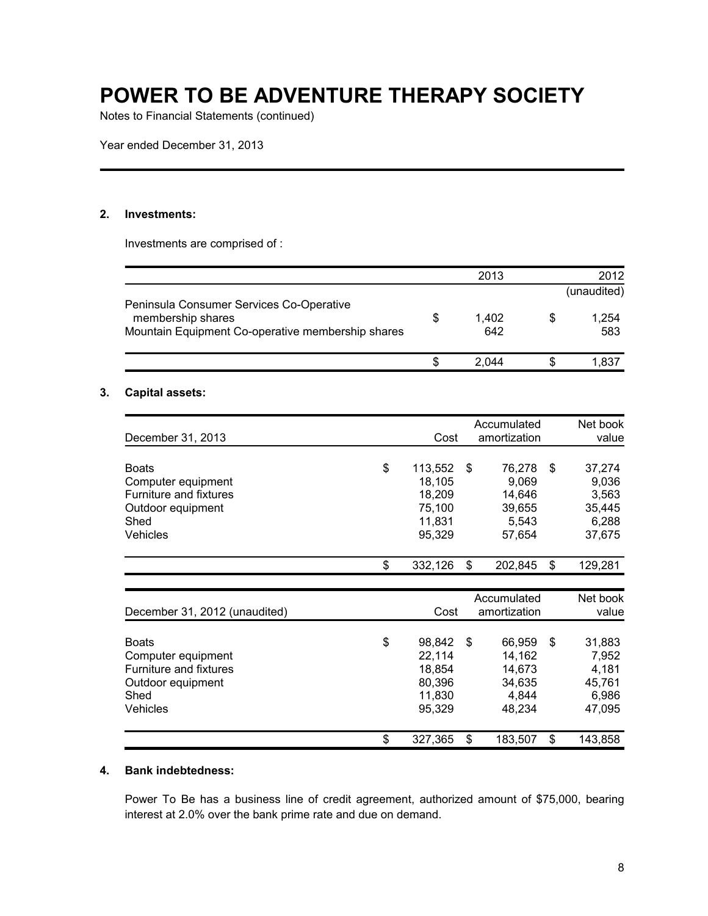# POWER TO BE ADVENTURE THERAPY SOCIETY

Notes to Financial Statements (continued)

Year ended December 31, 2013

## 2. Investments:

Investments are comprised of :

| | 2013 | 2012 (unaudited) |
|---|---|---|
| Peninsula Consumer Services Co-Operative membership shares | $ 1,402 | $ 1,254 |
| Mountain Equipment Co-operative membership shares | 642 | 583 |
| | $ 2,044 | $ 1,837 |

## 3. Capital assets:

| December 31, 2013 | Cost | Accumulated amortization | Net book value |
|---|---|---|---|
| Boats | $ 113,552 | $ 76,278 | $ 37,274 |
| Computer equipment | 18,105 | 9,069 | 9,036 |
| Furniture and fixtures | 18,209 | 14,646 | 3,563 |
| Outdoor equipment | 75,100 | 39,655 | 35,445 |
| Shed | 11,831 | 5,543 | 6,288 |
| Vehicles | 95,329 | 57,654 | 37,675 |
| | $ 332,126 | $ 202,845 | $ 129,281 |

| December 31, 2012 (unaudited) | Cost | Accumulated amortization | Net book value |
|---|---|---|---|
| Boats | $ 98,842 | $ 66,959 | $ 31,883 |
| Computer equipment | 22,114 | 14,162 | 7,952 |
| Furniture and fixtures | 18,854 | 14,673 | 4,181 |
| Outdoor equipment | 80,396 | 34,635 | 45,761 |
| Shed | 11,830 | 4,844 | 6,986 |
| Vehicles | 95,329 | 48,234 | 47,095 |
| | $ 327,365 | $ 183,507 | $ 143,858 |

## 4. Bank indebtedness:

Power To Be has a business line of credit agreement, authorized amount of $75,000, bearing interest at 2.0% over the bank prime rate and due on demand.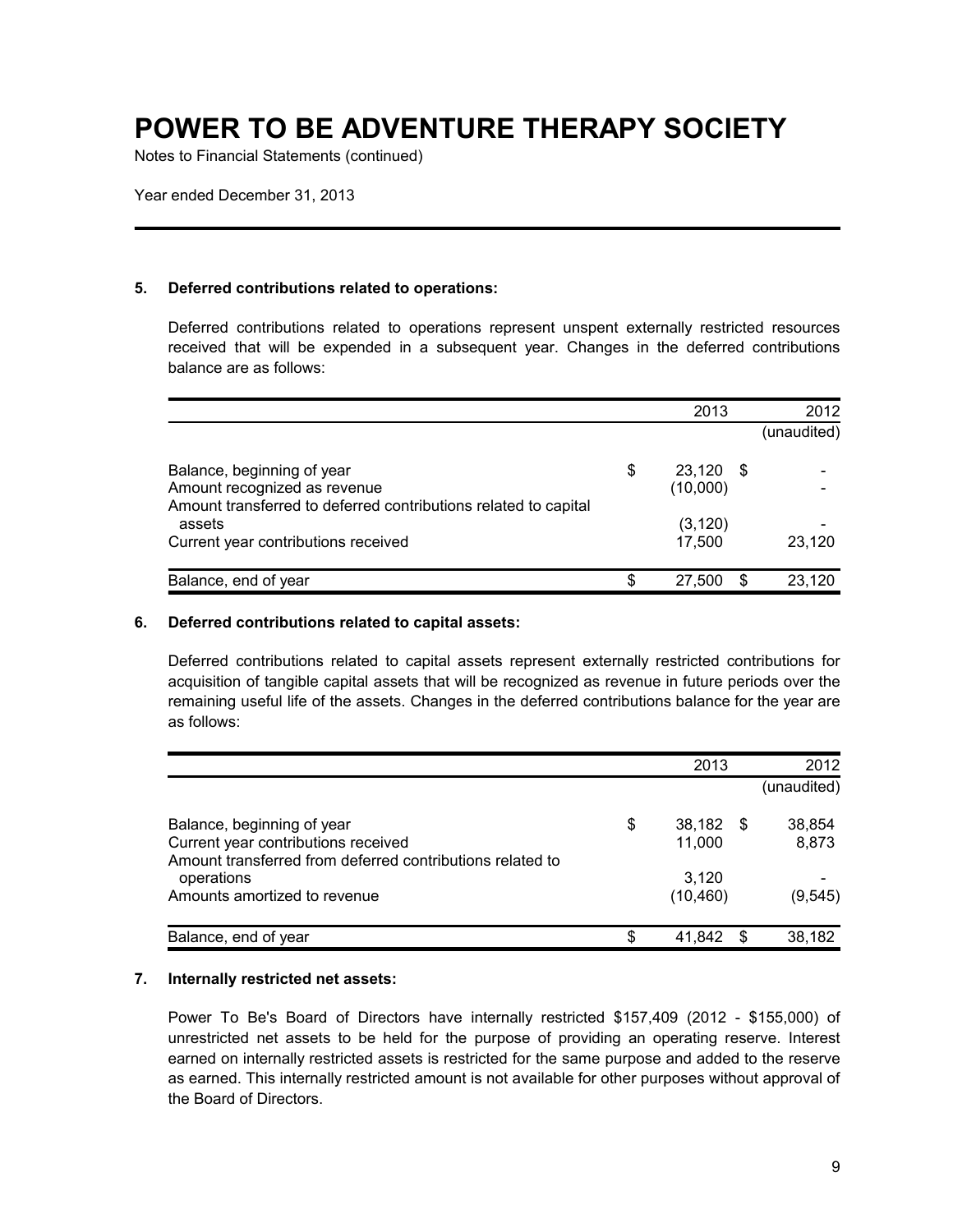# POWER TO BE ADVENTURE THERAPY SOCIETY

Notes to Financial Statements (continued)

Year ended December 31, 2013

## 5. Deferred contributions related to operations:

Deferred contributions related to operations represent unspent externally restricted resources received that will be expended in a subsequent year. Changes in the deferred contributions balance are as follows:

| | 2013 | 2012 (unaudited) |
|---|---|---|
| Balance, beginning of year | $ 23,120 | $ - |
| Amount recognized as revenue | (10,000) | - |
| Amount transferred to deferred contributions related to capital assets | (3,120) | - |
| Current year contributions received | 17,500 | 23,120 |
| Balance, end of year | $ 27,500 | $ 23,120 |

## 6. Deferred contributions related to capital assets:

Deferred contributions related to capital assets represent externally restricted contributions for acquisition of tangible capital assets that will be recognized as revenue in future periods over the remaining useful life of the assets. Changes in the deferred contributions balance for the year are as follows:

| | 2013 | 2012 (unaudited) |
|---|---|---|
| Balance, beginning of year | $ 38,182 | $ 38,854 |
| Current year contributions received | 11,000 | 8,873 |
| Amount transferred from deferred contributions related to operations | 3,120 | - |
| Amounts amortized to revenue | (10,460) | (9,545) |
| Balance, end of year | $ 41,842 | $ 38,182 |

## 7. Internally restricted net assets:

Power To Be's Board of Directors have internally restricted $157,409 (2012 - $155,000) of unrestricted net assets to be held for the purpose of providing an operating reserve. Interest earned on internally restricted assets is restricted for the same purpose and added to the reserve as earned. This internally restricted amount is not available for other purposes without approval of the Board of Directors.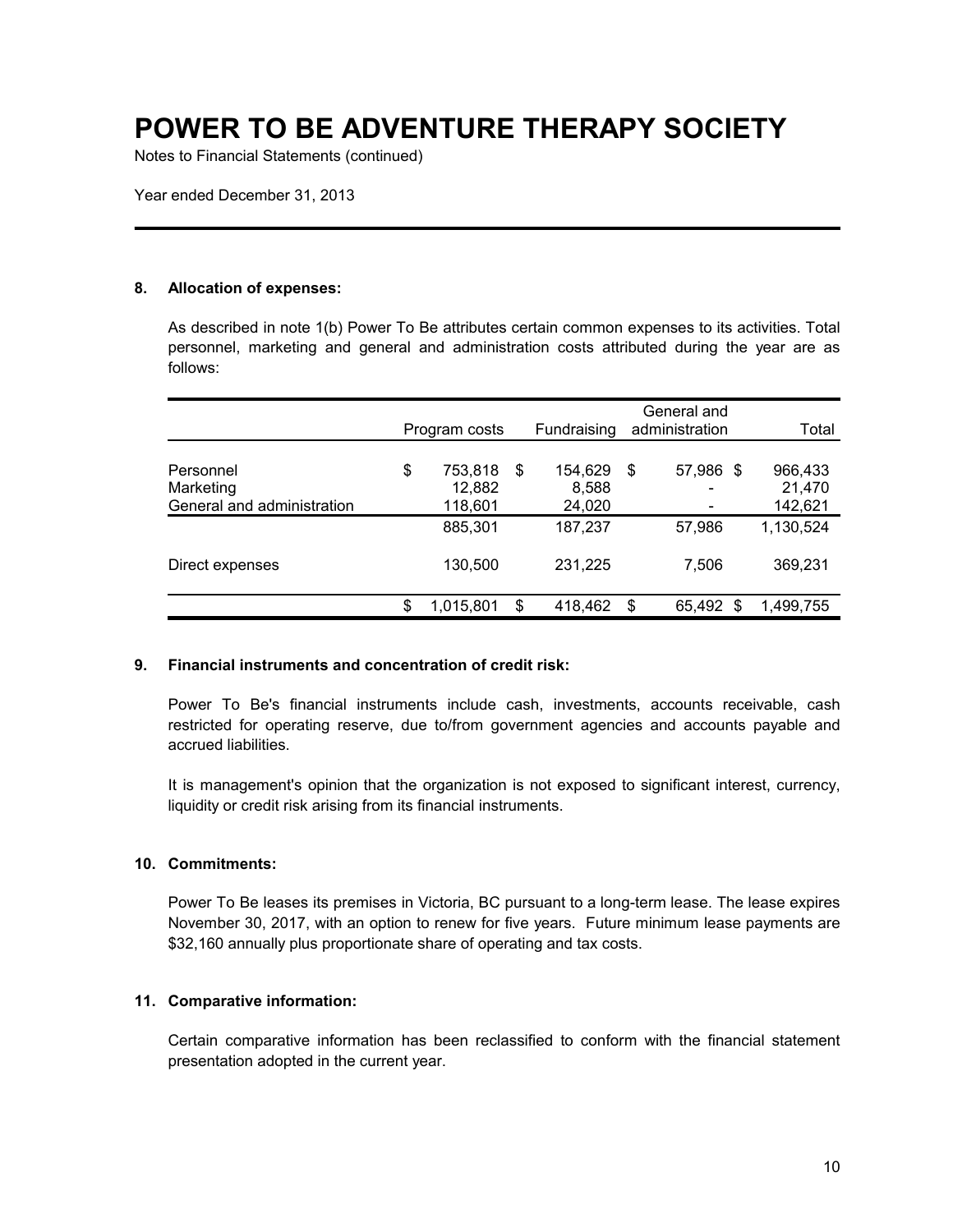# POWER TO BE ADVENTURE THERAPY SOCIETY

Notes to Financial Statements (continued)

Year ended December 31, 2013

---

## 8. Allocation of expenses:

As described in note 1(b) Power To Be attributes certain common expenses to its activities. Total personnel, marketing and general and administration costs attributed during the year are as follows:

| | Program costs | Fundraising | General and administration | Total |
|---|---|---|---|---|
| Personnel | $ 753,818 | $ 154,629 | $ 57,986 | $ 966,433 |
| Marketing | 12,882 | 8,588 | - | 21,470 |
| General and administration | 118,601 | 24,020 | - | 142,621 |
| | 885,301 | 187,237 | 57,986 | 1,130,524 |
| Direct expenses | 130,500 | 231,225 | 7,506 | 369,231 |
| | $ 1,015,801 | $ 418,462 | $ 65,492 | $ 1,499,755 |

## 9. Financial instruments and concentration of credit risk:

Power To Be's financial instruments include cash, investments, accounts receivable, cash restricted for operating reserve, due to/from government agencies and accounts payable and accrued liabilities.

It is management's opinion that the organization is not exposed to significant interest, currency, liquidity or credit risk arising from its financial instruments.

## 10. Commitments:

Power To Be leases its premises in Victoria, BC pursuant to a long-term lease. The lease expires November 30, 2017, with an option to renew for five years. Future minimum lease payments are $32,160 annually plus proportionate share of operating and tax costs.

## 11. Comparative information:

Certain comparative information has been reclassified to conform with the financial statement presentation adopted in the current year.